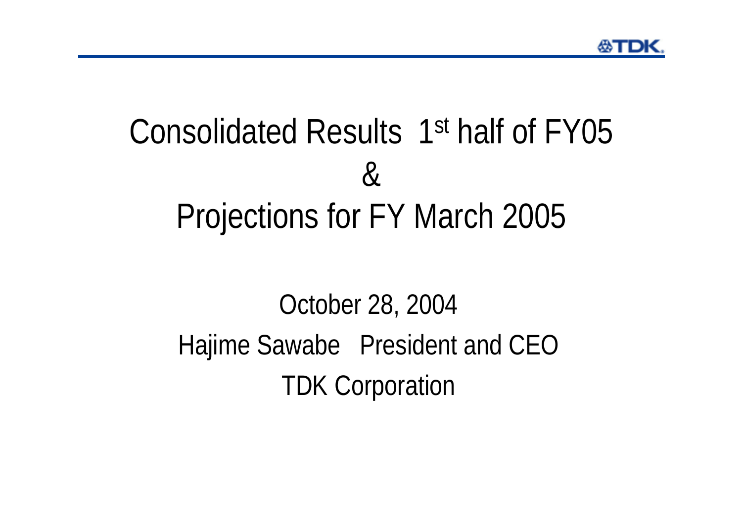# Consolidated Results 1st half of FY05
# &
# Projections for FY March 2005

October 28, 2004

Hajime Sawabe President and CEO

TDK Corporation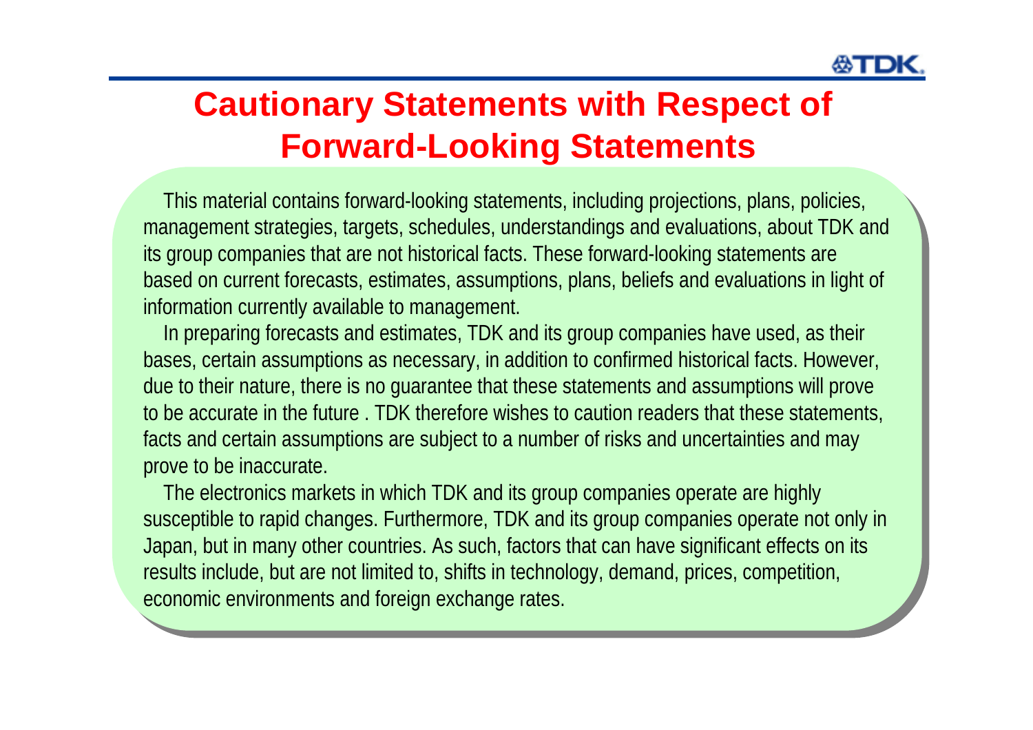# Cautionary Statements with Respect of Forward-Looking Statements

This material contains forward-looking statements, including projections, plans, policies, management strategies, targets, schedules, understandings and evaluations, about TDK and its group companies that are not historical facts. These forward-looking statements are based on current forecasts, estimates, assumptions, plans, beliefs and evaluations in light of information currently available to management.

In preparing forecasts and estimates, TDK and its group companies have used, as their bases, certain assumptions as necessary, in addition to confirmed historical facts. However, due to their nature, there is no guarantee that these statements and assumptions will prove to be accurate in the future . TDK therefore wishes to caution readers that these statements, facts and certain assumptions are subject to a number of risks and uncertainties and may prove to be inaccurate.

The electronics markets in which TDK and its group companies operate are highly susceptible to rapid changes. Furthermore, TDK and its group companies operate not only in Japan, but in many other countries. As such, factors that can have significant effects on its results include, but are not limited to, shifts in technology, demand, prices, competition, economic environments and foreign exchange rates.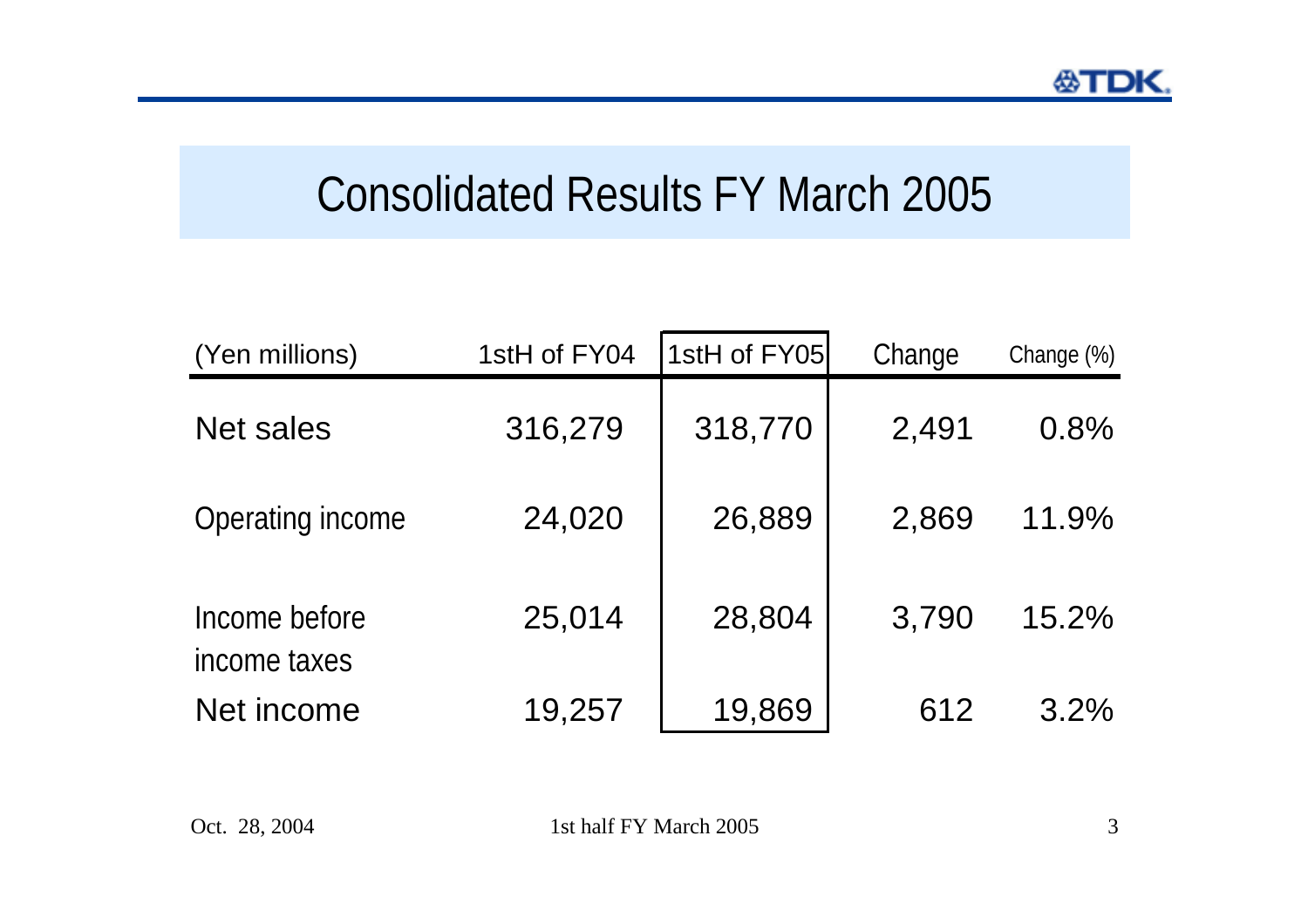# Consolidated Results FY March 2005

| (Yen millions) | 1stH of FY04 | 1stH of FY05 | Change | Change (%) |
|---|---|---|---|---|
| Net sales | 316,279 | 318,770 | 2,491 | 0.8% |
| Operating income | 24,020 | 26,889 | 2,869 | 11.9% |
| Income before income taxes | 25,014 | 28,804 | 3,790 | 15.2% |
| Net income | 19,257 | 19,869 | 612 | 3.2% |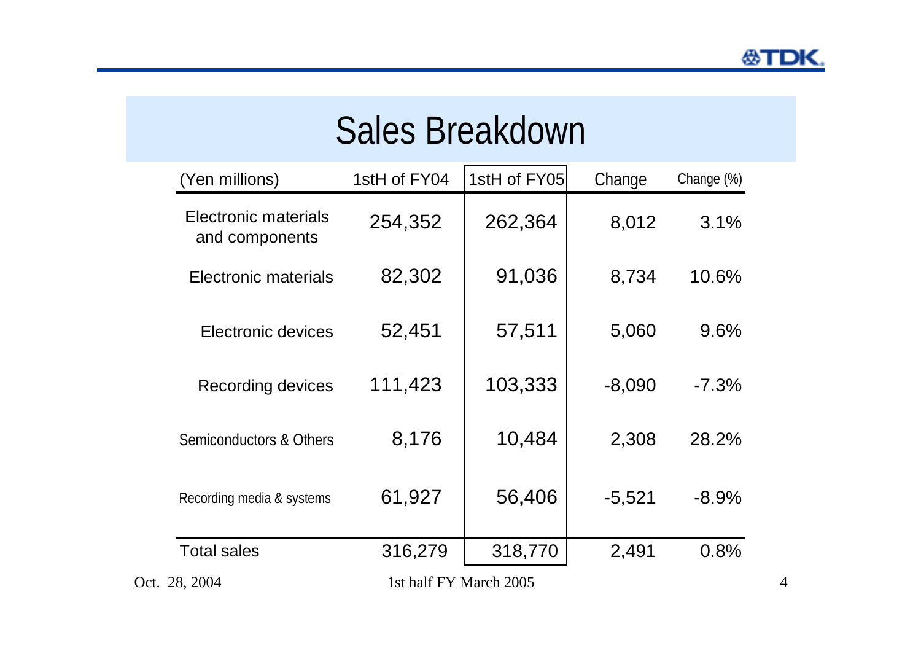# Sales Breakdown

| (Yen millions) | 1stH of FY04 | 1stH of FY05 | Change | Change (%) |
|---|---|---|---|---|
| Electronic materials and components | 254,352 | 262,364 | 8,012 | 3.1% |
| Electronic materials | 82,302 | 91,036 | 8,734 | 10.6% |
| Electronic devices | 52,451 | 57,511 | 5,060 | 9.6% |
| Recording devices | 111,423 | 103,333 | -8,090 | -7.3% |
| Semiconductors & Others | 8,176 | 10,484 | 2,308 | 28.2% |
| Recording media & systems | 61,927 | 56,406 | -5,521 | -8.9% |
| Total sales | 316,279 | 318,770 | 2,491 | 0.8% |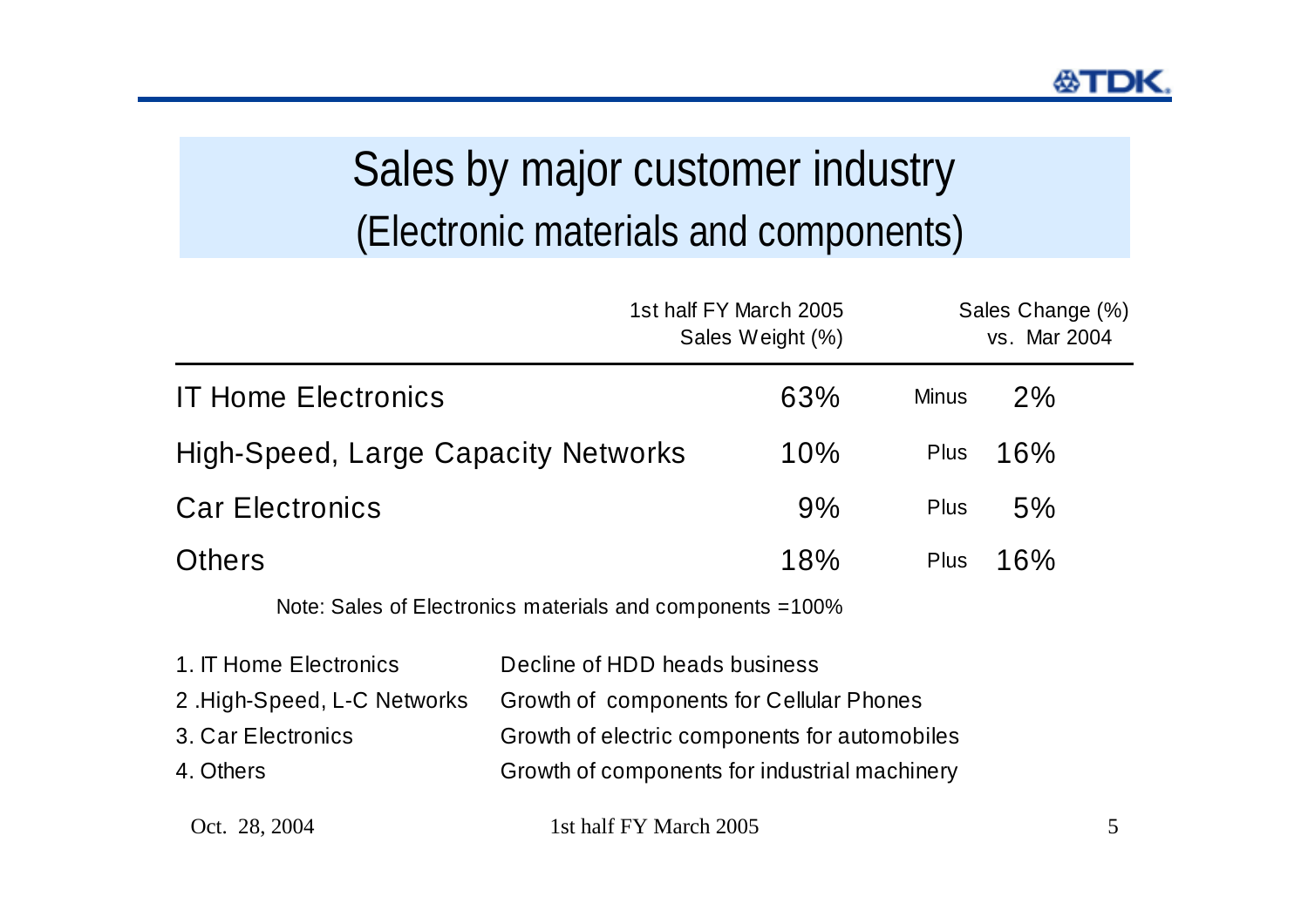# Sales by major customer industry
## (Electronic materials and components)

| | 1st half FY March 2005 Sales Weight (%) | Sales Change (%) vs. Mar 2004 | |
|---|---|---|---|
| IT Home Electronics | 63% | Minus | 2% |
| High-Speed, Large Capacity Networks | 10% | Plus | 16% |
| Car Electronics | 9% | Plus | 5% |
| Others | 18% | Plus | 16% |

Note: Sales of Electronics materials and components =100%

| | |
|---|---|
| 1. IT Home Electronics | Decline of HDD heads business |
| 2 .High-Speed, L-C Networks | Growth of components for Cellular Phones |
| 3. Car Electronics | Growth of electric components for automobiles |
| 4. Others | Growth of components for industrial machinery |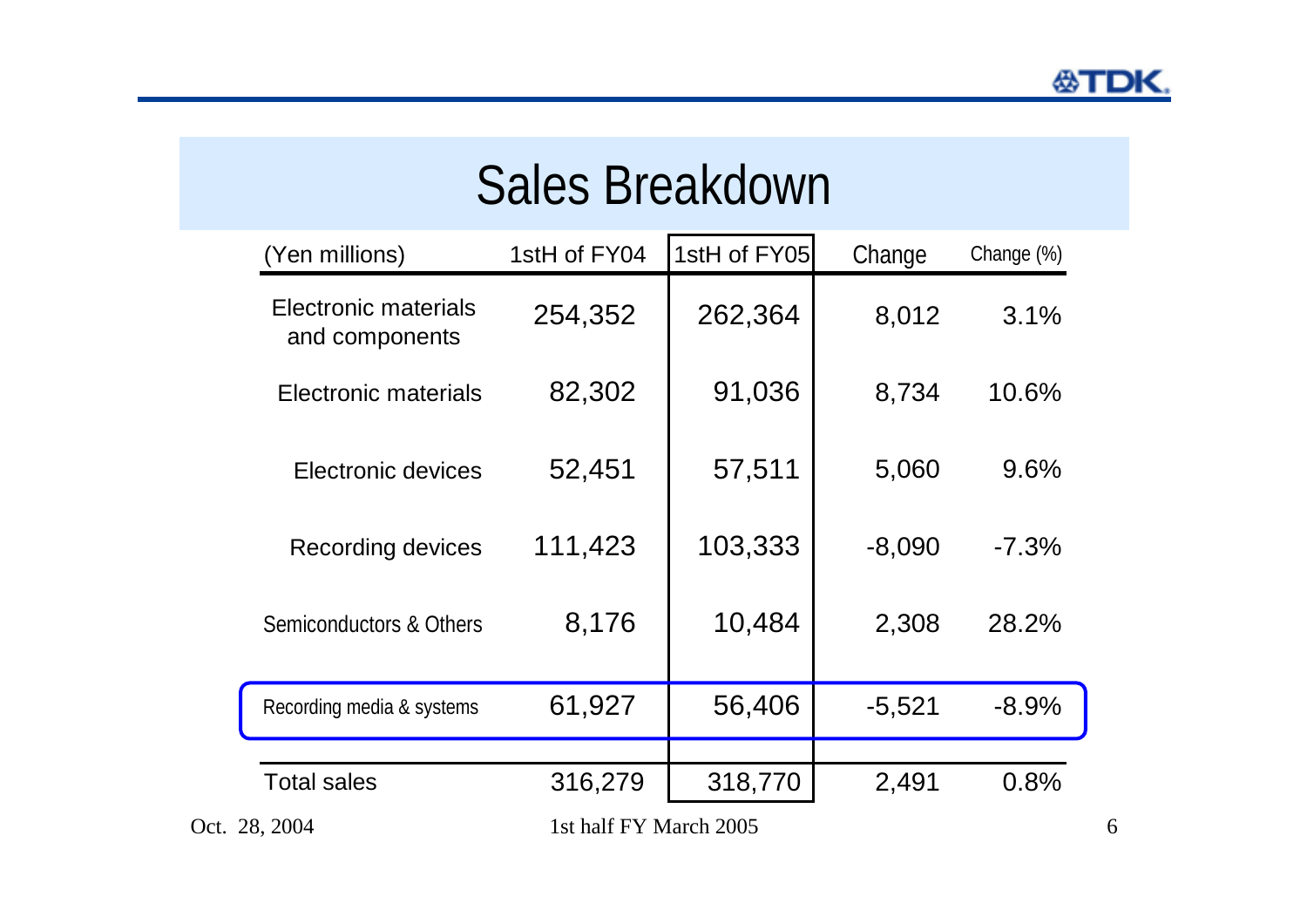# Sales Breakdown

| (Yen millions) | 1stH of FY04 | 1stH of FY05 | Change | Change (%) |
|---|---|---|---|---|
| Electronic materials and components | 254,352 | 262,364 | 8,012 | 3.1% |
| Electronic materials | 82,302 | 91,036 | 8,734 | 10.6% |
| Electronic devices | 52,451 | 57,511 | 5,060 | 9.6% |
| Recording devices | 111,423 | 103,333 | -8,090 | -7.3% |
| Semiconductors & Others | 8,176 | 10,484 | 2,308 | 28.2% |
| Recording media & systems | 61,927 | 56,406 | -5,521 | -8.9% |
| Total sales | 316,279 | 318,770 | 2,491 | 0.8% |

Oct. 28, 2004 1st half FY March 2005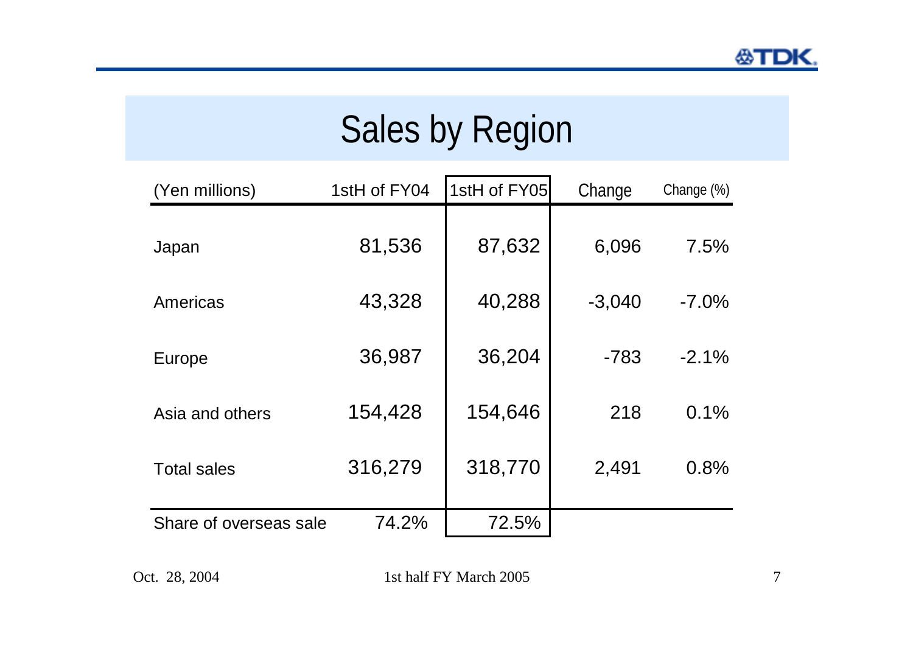# Sales by Region

| (Yen millions) | 1stH of FY04 | 1stH of FY05 | Change | Change (%) |
|---|---|---|---|---|
| Japan | 81,536 | 87,632 | 6,096 | 7.5% |
| Americas | 43,328 | 40,288 | -3,040 | -7.0% |
| Europe | 36,987 | 36,204 | -783 | -2.1% |
| Asia and others | 154,428 | 154,646 | 218 | 0.1% |
| Total sales | 316,279 | 318,770 | 2,491 | 0.8% |
| Share of overseas sale | 74.2% | 72.5% | | |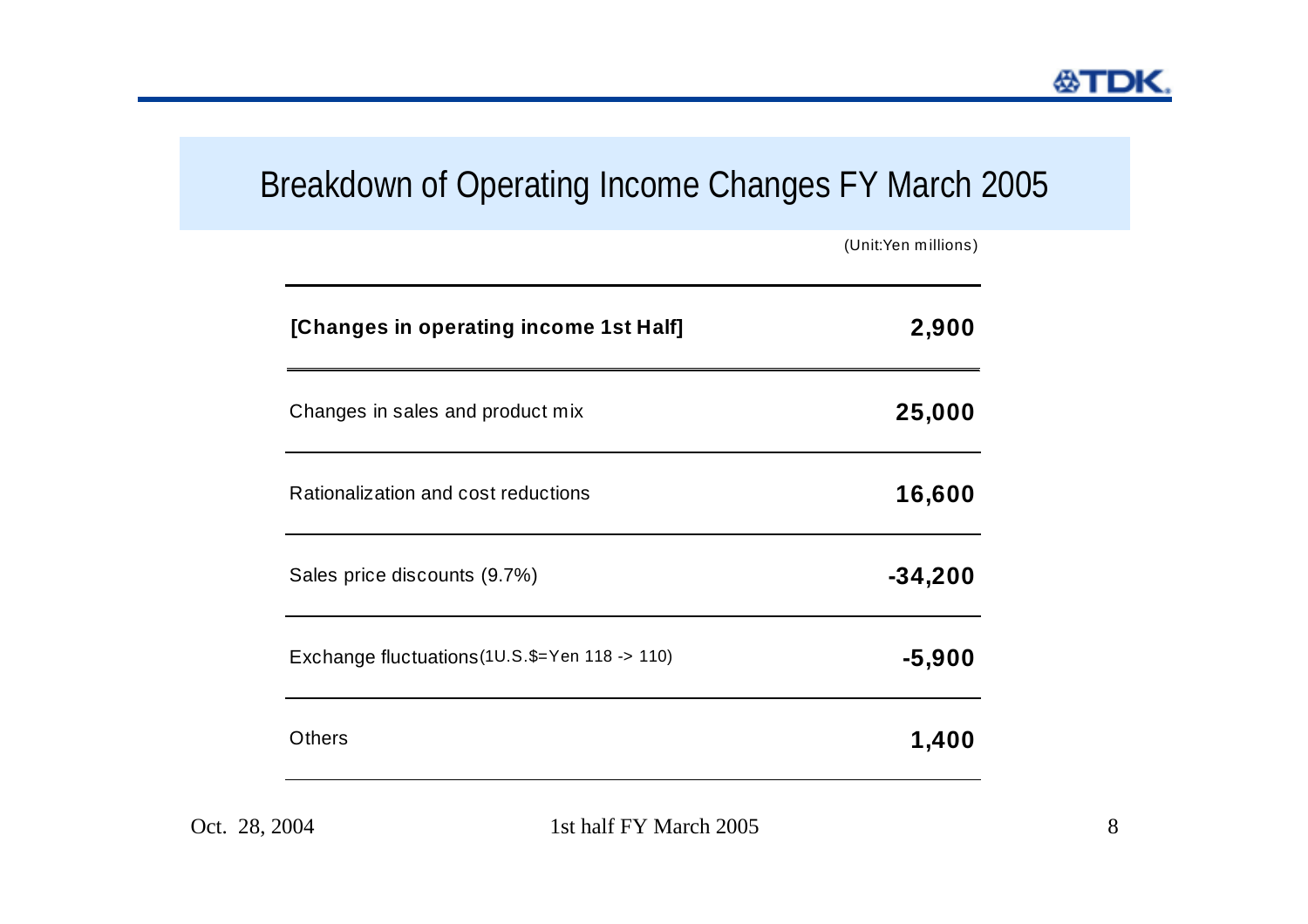# Breakdown of Operating Income Changes FY March 2005

(Unit:Yen millions)

| [Changes in operating income 1st Half] | 2,900 |
|---|---|
| Changes in sales and product mix | 25,000 |
| Rationalization and cost reductions | 16,600 |
| Sales price discounts (9.7%) | -34,200 |
| Exchange fluctuations(1U.S.$=Yen 118 -> 110) | -5,900 |
| Others | 1,400 |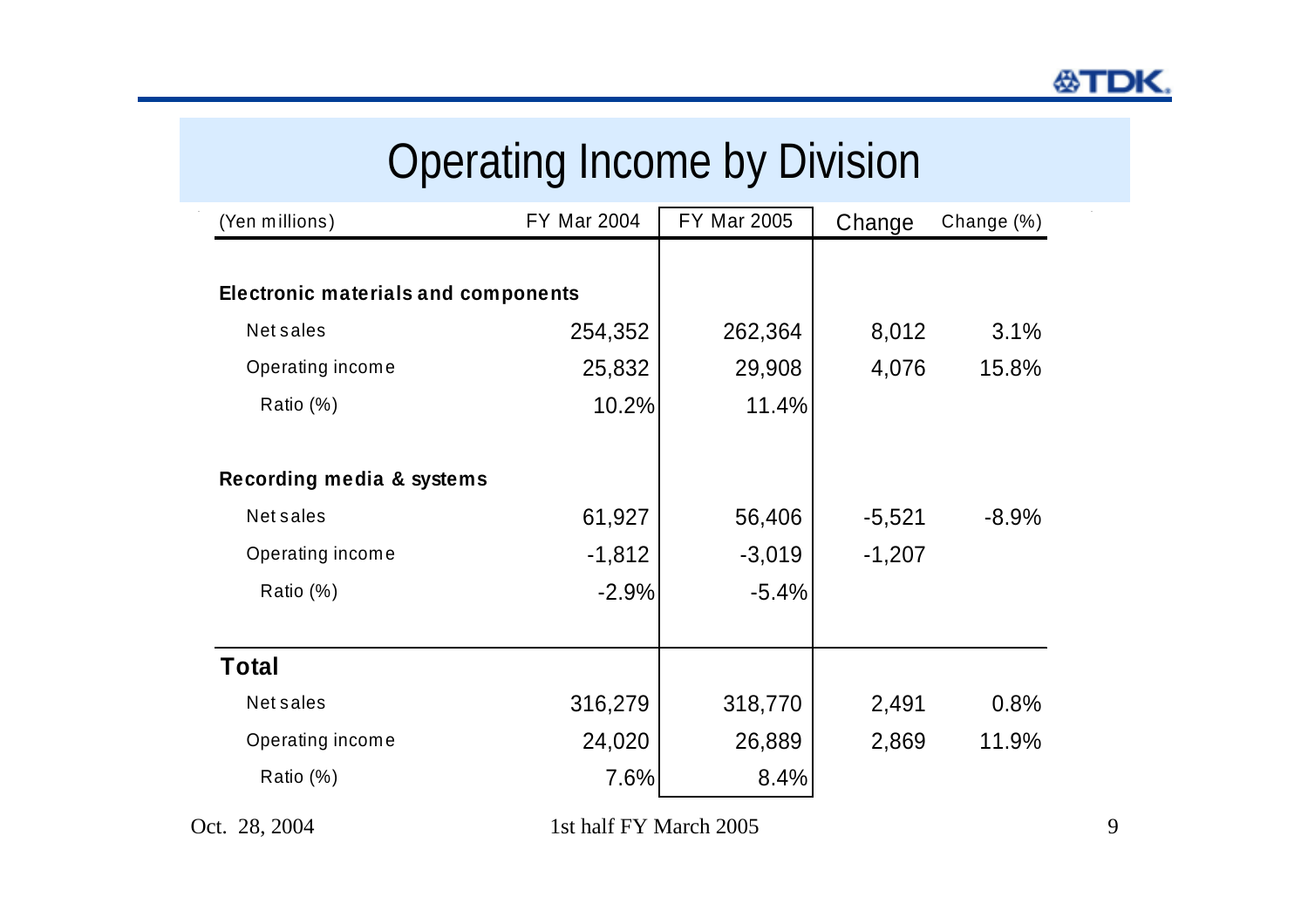# Operating Income by Division

| (Yen millions) | FY Mar 2004 | FY Mar 2005 | Change | Change (%) |
|---|---|---|---|---|
| **Electronic materials and components** | | | | |
| Net sales | 254,352 | 262,364 | 8,012 | 3.1% |
| Operating income | 25,832 | 29,908 | 4,076 | 15.8% |
| Ratio (%) | 10.2% | 11.4% | | |
| **Recording media & systems** | | | | |
| Net sales | 61,927 | 56,406 | -5,521 | -8.9% |
| Operating income | -1,812 | -3,019 | -1,207 | |
| Ratio (%) | -2.9% | -5.4% | | |
| **Total** | | | | |
| Net sales | 316,279 | 318,770 | 2,491 | 0.8% |
| Operating income | 24,020 | 26,889 | 2,869 | 11.9% |
| Ratio (%) | 7.6% | 8.4% | | |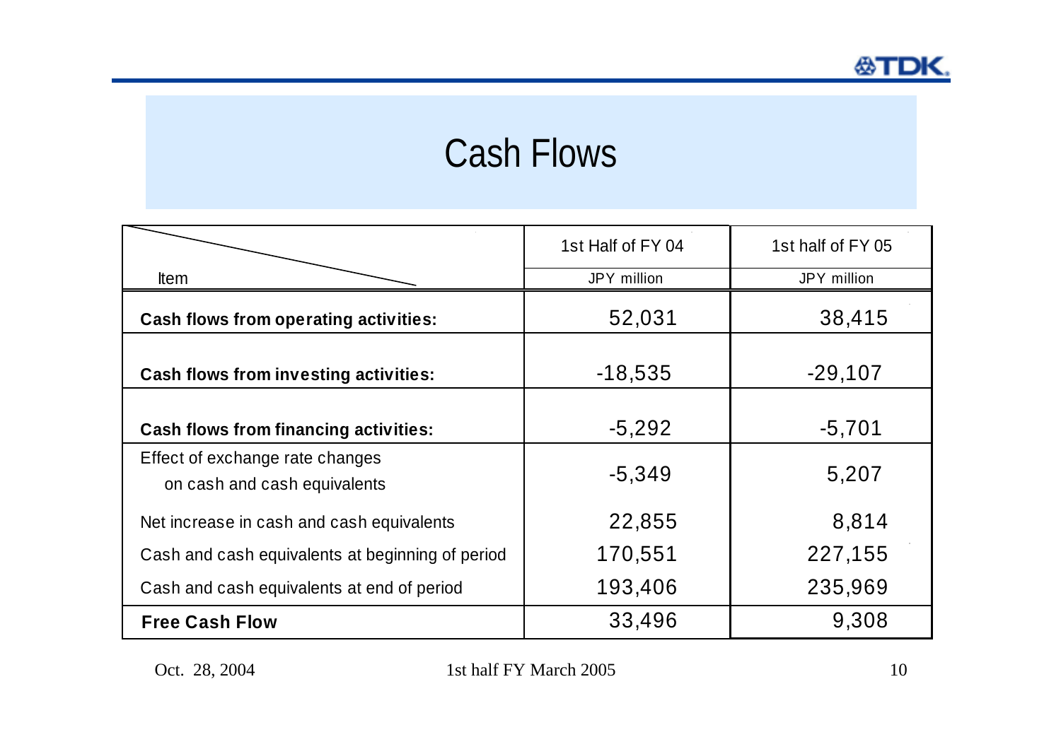# Cash Flows

| Item | 1st Half of FY 04 | 1st half of FY 05 |
|---|---|---|
| | JPY million | JPY million |
| **Cash flows from operating activities:** | 52,031 | 38,415 |
| **Cash flows from investing activities:** | -18,535 | -29,107 |
| **Cash flows from financing activities:** | -5,292 | -5,701 |
| Effect of exchange rate changes on cash and cash equivalents | -5,349 | 5,207 |
| Net increase in cash and cash equivalents | 22,855 | 8,814 |
| Cash and cash equivalents at beginning of period | 170,551 | 227,155 |
| Cash and cash equivalents at end of period | 193,406 | 235,969 |
| **Free Cash Flow** | 33,496 | 9,308 |

Oct. 28, 2004 1st half FY March 2005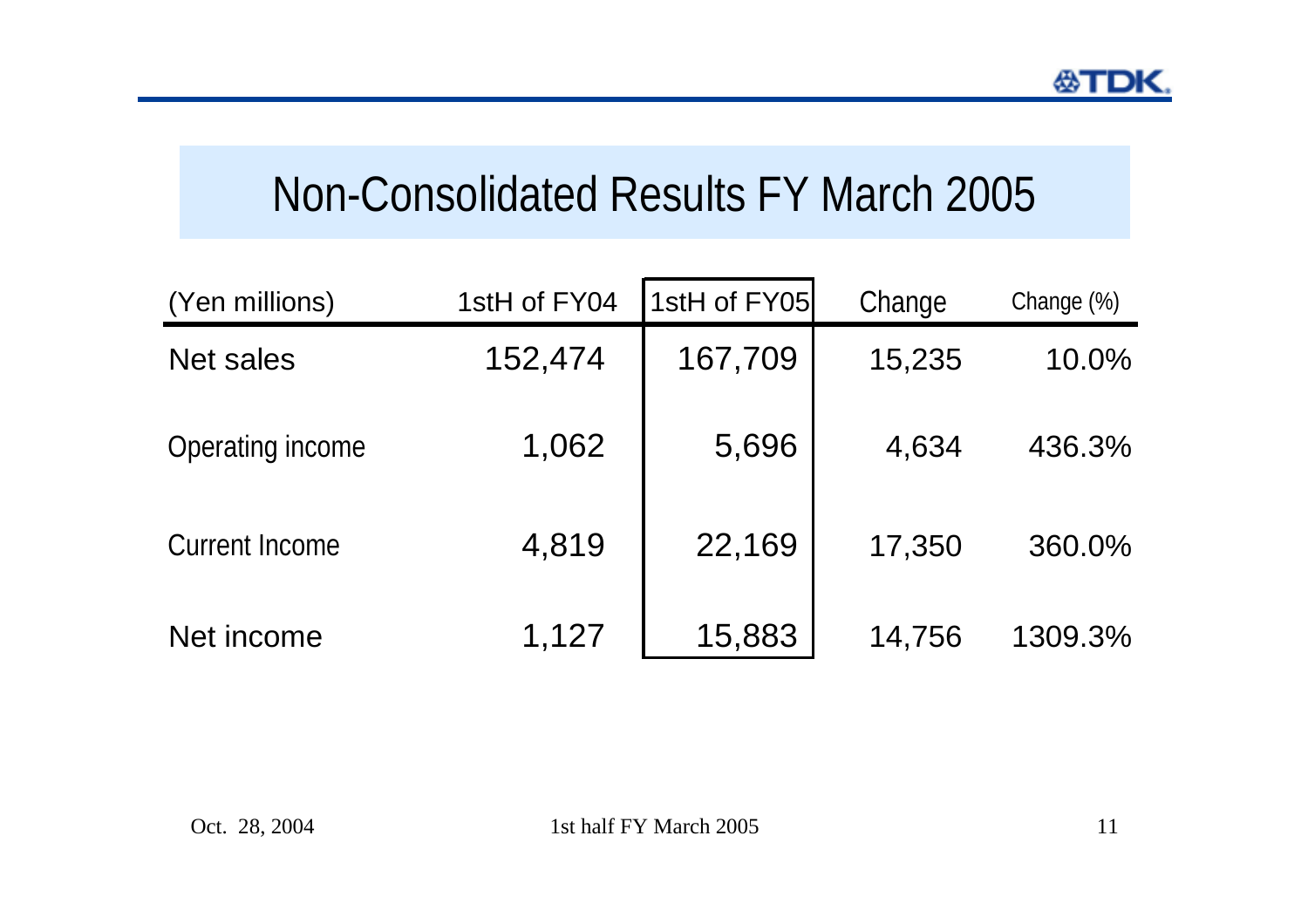# Non-Consolidated Results FY March 2005

| (Yen millions) | 1stH of FY04 | 1stH of FY05 | Change | Change (%) |
|---|---|---|---|---|
| Net sales | 152,474 | 167,709 | 15,235 | 10.0% |
| Operating income | 1,062 | 5,696 | 4,634 | 436.3% |
| Current Income | 4,819 | 22,169 | 17,350 | 360.0% |
| Net income | 1,127 | 15,883 | 14,756 | 1309.3% |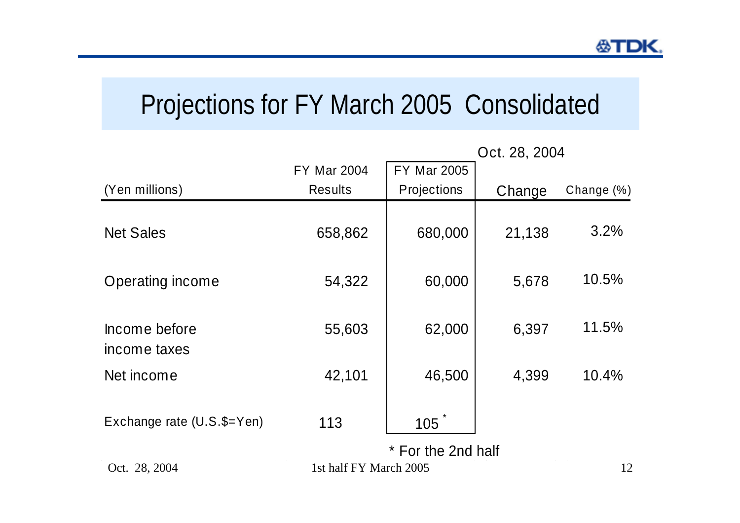# Projections for FY March 2005 Consolidated

Oct. 28, 2004

| (Yen millions) | FY Mar 2004 Results | FY Mar 2005 Projections | Change | Change (%) |
|---|---|---|---|---|
| Net Sales | 658,862 | 680,000 | 21,138 | 3.2% |
| Operating income | 54,322 | 60,000 | 5,678 | 10.5% |
| Income before income taxes | 55,603 | 62,000 | 6,397 | 11.5% |
| Net income | 42,101 | 46,500 | 4,399 | 10.4% |
| Exchange rate (U.S.$=Yen) | 113 | 105 * | | |

* For the 2nd half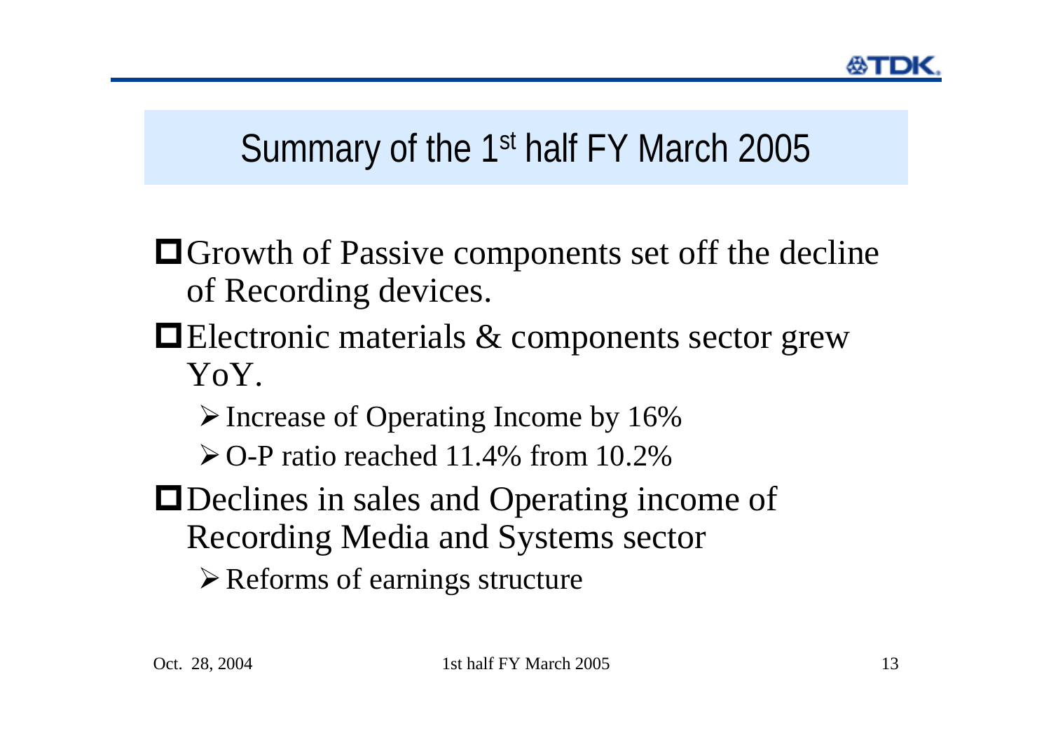# Summary of the 1st half FY March 2005

- Growth of Passive components set off the decline of Recording devices.
- Electronic materials & components sector grew YoY.
  - Increase of Operating Income by 16%
  - O-P ratio reached 11.4% from 10.2%
- Declines in sales and Operating income of Recording Media and Systems sector
  - Reforms of earnings structure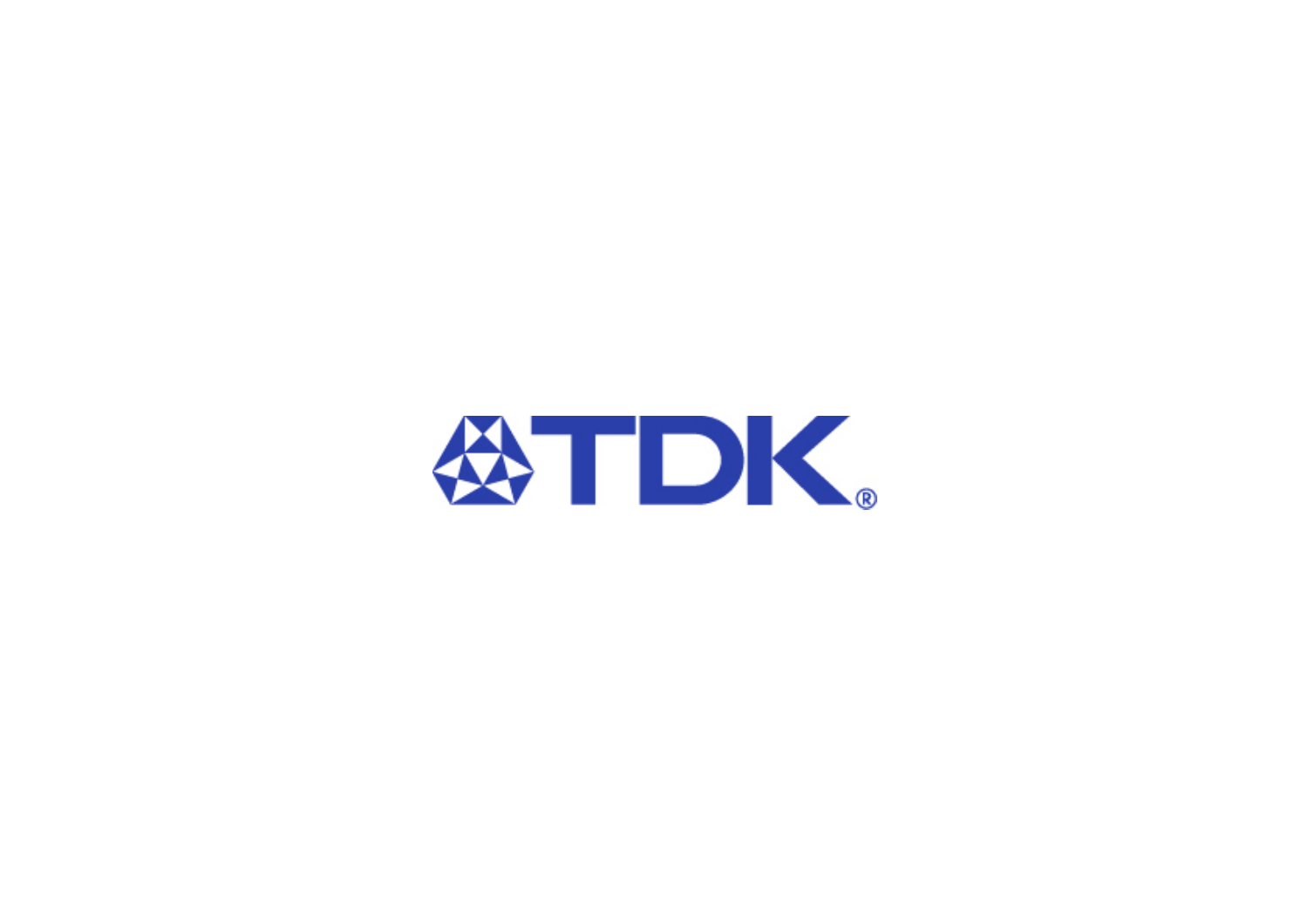TDK®